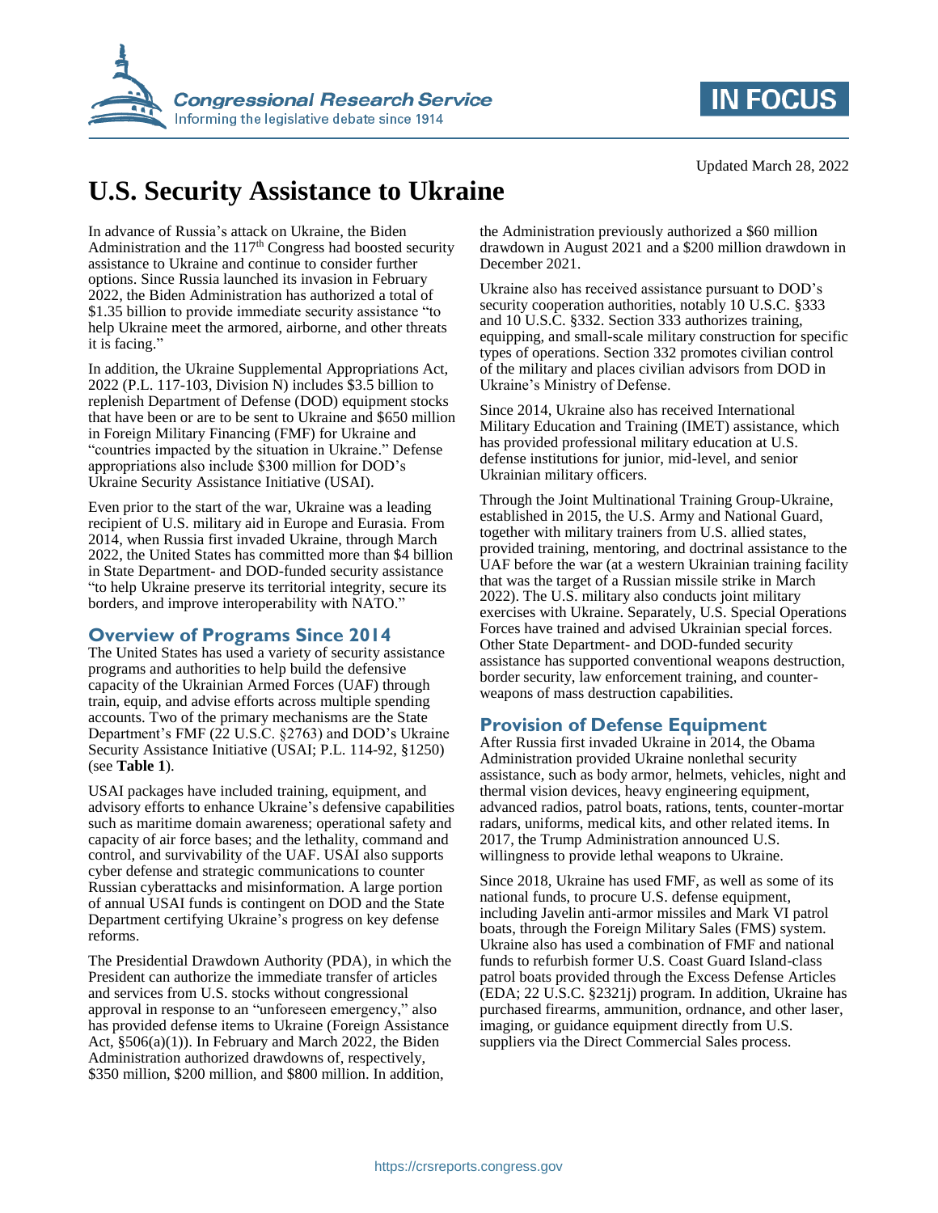Updated March 28, 2022

# U.S. Security Assistance to Ukraine

In advance of Russia's attack on Ukraine, the Biden Administration and the 117th Congress had boosted security assistance to Ukraine and continue to consider further options. Since Russia launched its invasion in February 2022, the Biden Administration has authorized a total of $1.35 billion to provide immediate security assistance "to help Ukraine meet the armored, airborne, and other threats it is facing."

In addition, the Ukraine Supplemental Appropriations Act, 2022 (P.L. 117-103, Division N) includes $3.5 billion to replenish Department of Defense (DOD) equipment stocks that have been or are to be sent to Ukraine and $650 million in Foreign Military Financing (FMF) for Ukraine and "countries impacted by the situation in Ukraine." Defense appropriations also include $300 million for DOD's Ukraine Security Assistance Initiative (USAI).

Even prior to the start of the war, Ukraine was a leading recipient of U.S. military aid in Europe and Eurasia. From 2014, when Russia first invaded Ukraine, through March 2022, the United States has committed more than $4 billion in State Department- and DOD-funded security assistance "to help Ukraine preserve its territorial integrity, secure its borders, and improve interoperability with NATO."

## Overview of Programs Since 2014

The United States has used a variety of security assistance programs and authorities to help build the defensive capacity of the Ukrainian Armed Forces (UAF) through train, equip, and advise efforts across multiple spending accounts. Two of the primary mechanisms are the State Department's FMF (22 U.S.C. §2763) and DOD's Ukraine Security Assistance Initiative (USAI; P.L. 114-92, §1250) (see **Table 1**).

USAI packages have included training, equipment, and advisory efforts to enhance Ukraine's defensive capabilities such as maritime domain awareness; operational safety and capacity of air force bases; and the lethality, command and control, and survivability of the UAF. USAI also supports cyber defense and strategic communications to counter Russian cyberattacks and misinformation. A large portion of annual USAI funds is contingent on DOD and the State Department certifying Ukraine's progress on key defense reforms.

The Presidential Drawdown Authority (PDA), in which the President can authorize the immediate transfer of articles and services from U.S. stocks without congressional approval in response to an "unforeseen emergency," also has provided defense items to Ukraine (Foreign Assistance Act, §506(a)(1)). In February and March 2022, the Biden Administration authorized drawdowns of, respectively, $350 million, $200 million, and $800 million. In addition, the Administration previously authorized a $60 million drawdown in August 2021 and a $200 million drawdown in December 2021.

Ukraine also has received assistance pursuant to DOD's security cooperation authorities, notably 10 U.S.C. §333 and 10 U.S.C. §332. Section 333 authorizes training, equipping, and small-scale military construction for specific types of operations. Section 332 promotes civilian control of the military and places civilian advisors from DOD in Ukraine's Ministry of Defense.

Since 2014, Ukraine also has received International Military Education and Training (IMET) assistance, which has provided professional military education at U.S. defense institutions for junior, mid-level, and senior Ukrainian military officers.

Through the Joint Multinational Training Group-Ukraine, established in 2015, the U.S. Army and National Guard, together with military trainers from U.S. allied states, provided training, mentoring, and doctrinal assistance to the UAF before the war (at a western Ukrainian training facility that was the target of a Russian missile strike in March 2022). The U.S. military also conducts joint military exercises with Ukraine. Separately, U.S. Special Operations Forces have trained and advised Ukrainian special forces. Other State Department- and DOD-funded security assistance has supported conventional weapons destruction, border security, law enforcement training, and counter-weapons of mass destruction capabilities.

## Provision of Defense Equipment

After Russia first invaded Ukraine in 2014, the Obama Administration provided Ukraine nonlethal security assistance, such as body armor, helmets, vehicles, night and thermal vision devices, heavy engineering equipment, advanced radios, patrol boats, rations, tents, counter-mortar radars, uniforms, medical kits, and other related items. In 2017, the Trump Administration announced U.S. willingness to provide lethal weapons to Ukraine.

Since 2018, Ukraine has used FMF, as well as some of its national funds, to procure U.S. defense equipment, including Javelin anti-armor missiles and Mark VI patrol boats, through the Foreign Military Sales (FMS) system. Ukraine also has used a combination of FMF and national funds to refurbish former U.S. Coast Guard Island-class patrol boats provided through the Excess Defense Articles (EDA; 22 U.S.C. §2321j) program. In addition, Ukraine has purchased firearms, ammunition, ordnance, and other laser, imaging, or guidance equipment directly from U.S. suppliers via the Direct Commercial Sales process.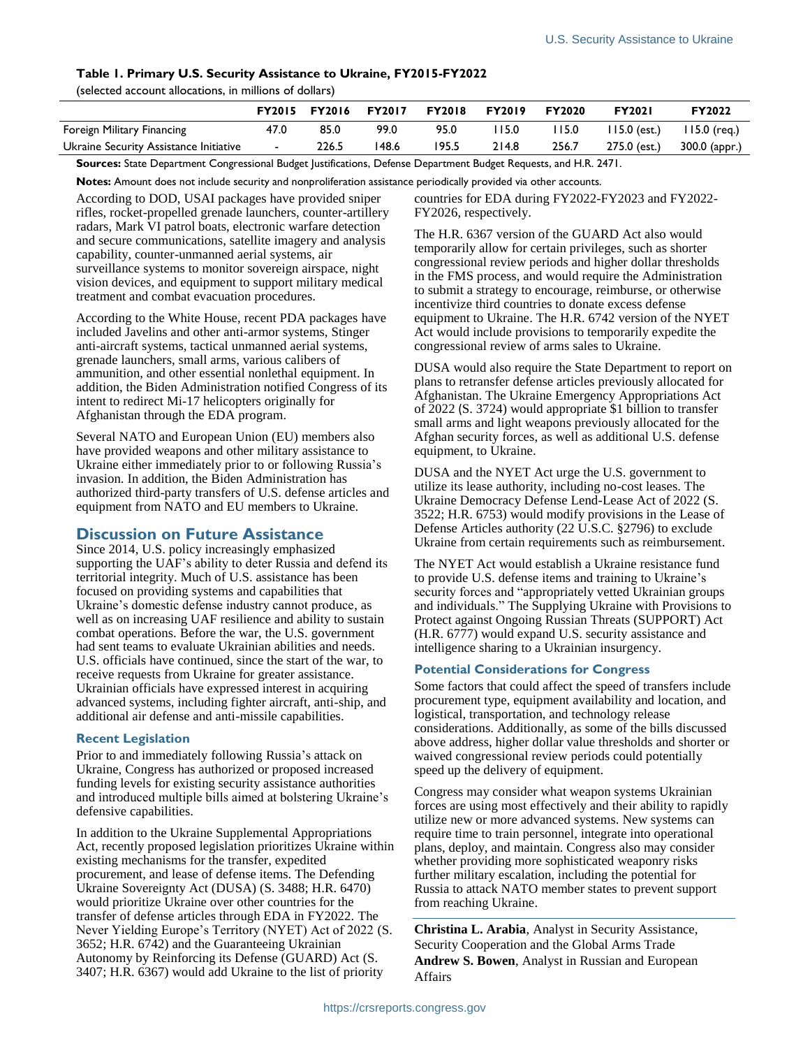**Table 1. Primary U.S. Security Assistance to Ukraine, FY2015-FY2022**

(selected account allocations, in millions of dollars)

| | FY2015 | FY2016 | FY2017 | FY2018 | FY2019 | FY2020 | FY2021 | FY2022 |
|---|---|---|---|---|---|---|---|---|
| Foreign Military Financing | 47.0 | 85.0 | 99.0 | 95.0 | 115.0 | 115.0 | 115.0 (est.) | 115.0 (req.) |
| Ukraine Security Assistance Initiative | - | 226.5 | 148.6 | 195.5 | 214.8 | 256.7 | 275.0 (est.) | 300.0 (appr.) |

**Sources:** State Department Congressional Budget Justifications, Defense Department Budget Requests, and H.R. 2471.

**Notes:** Amount does not include security and nonproliferation assistance periodically provided via other accounts.

According to DOD, USAI packages have provided sniper rifles, rocket-propelled grenade launchers, counter-artillery radars, Mark VI patrol boats, electronic warfare detection and secure communications, satellite imagery and analysis capability, counter-unmanned aerial systems, air surveillance systems to monitor sovereign airspace, night vision devices, and equipment to support military medical treatment and combat evacuation procedures.

According to the White House, recent PDA packages have included Javelins and other anti-armor systems, Stinger anti-aircraft systems, tactical unmanned aerial systems, grenade launchers, small arms, various calibers of ammunition, and other essential nonlethal equipment. In addition, the Biden Administration notified Congress of its intent to redirect Mi-17 helicopters originally for Afghanistan through the EDA program.

Several NATO and European Union (EU) members also have provided weapons and other military assistance to Ukraine either immediately prior to or following Russia's invasion. In addition, the Biden Administration has authorized third-party transfers of U.S. defense articles and equipment from NATO and EU members to Ukraine.

## Discussion on Future Assistance

Since 2014, U.S. policy increasingly emphasized supporting the UAF's ability to deter Russia and defend its territorial integrity. Much of U.S. assistance has been focused on providing systems and capabilities that Ukraine's domestic defense industry cannot produce, as well as on increasing UAF resilience and ability to sustain combat operations. Before the war, the U.S. government had sent teams to evaluate Ukrainian abilities and needs. U.S. officials have continued, since the start of the war, to receive requests from Ukraine for greater assistance. Ukrainian officials have expressed interest in acquiring advanced systems, including fighter aircraft, anti-ship, and additional air defense and anti-missile capabilities.

### Recent Legislation

Prior to and immediately following Russia's attack on Ukraine, Congress has authorized or proposed increased funding levels for existing security assistance authorities and introduced multiple bills aimed at bolstering Ukraine's defensive capabilities.

In addition to the Ukraine Supplemental Appropriations Act, recently proposed legislation prioritizes Ukraine within existing mechanisms for the transfer, expedited procurement, and lease of defense items. The Defending Ukraine Sovereignty Act (DUSA) (S. 3488; H.R. 6470) would prioritize Ukraine over other countries for the transfer of defense articles through EDA in FY2022. The Never Yielding Europe's Territory (NYET) Act of 2022 (S. 3652; H.R. 6742) and the Guaranteeing Ukrainian Autonomy by Reinforcing its Defense (GUARD) Act (S. 3407; H.R. 6367) would add Ukraine to the list of priority countries for EDA during FY2022-FY2023 and FY2022-FY2026, respectively.

The H.R. 6367 version of the GUARD Act also would temporarily allow for certain privileges, such as shorter congressional review periods and higher dollar thresholds in the FMS process, and would require the Administration to submit a strategy to encourage, reimburse, or otherwise incentivize third countries to donate excess defense equipment to Ukraine. The H.R. 6742 version of the NYET Act would include provisions to temporarily expedite the congressional review of arms sales to Ukraine.

DUSA would also require the State Department to report on plans to retransfer defense articles previously allocated for Afghanistan. The Ukraine Emergency Appropriations Act of 2022 (S. 3724) would appropriate $1 billion to transfer small arms and light weapons previously allocated for the Afghan security forces, as well as additional U.S. defense equipment, to Ukraine.

DUSA and the NYET Act urge the U.S. government to utilize its lease authority, including no-cost leases. The Ukraine Democracy Defense Lend-Lease Act of 2022 (S. 3522; H.R. 6753) would modify provisions in the Lease of Defense Articles authority (22 U.S.C. §2796) to exclude Ukraine from certain requirements such as reimbursement.

The NYET Act would establish a Ukraine resistance fund to provide U.S. defense items and training to Ukraine's security forces and "appropriately vetted Ukrainian groups and individuals." The Supplying Ukraine with Provisions to Protect against Ongoing Russian Threats (SUPPORT) Act (H.R. 6777) would expand U.S. security assistance and intelligence sharing to a Ukrainian insurgency.

### Potential Considerations for Congress

Some factors that could affect the speed of transfers include procurement type, equipment availability and location, and logistical, transportation, and technology release considerations. Additionally, as some of the bills discussed above address, higher dollar value thresholds and shorter or waived congressional review periods could potentially speed up the delivery of equipment.

Congress may consider what weapon systems Ukrainian forces are using most effectively and their ability to rapidly utilize new or more advanced systems. New systems can require time to train personnel, integrate into operational plans, deploy, and maintain. Congress also may consider whether providing more sophisticated weaponry risks further military escalation, including the potential for Russia to attack NATO member states to prevent support from reaching Ukraine.

**Christina L. Arabia**, Analyst in Security Assistance, Security Cooperation and the Global Arms Trade
**Andrew S. Bowen**, Analyst in Russian and European Affairs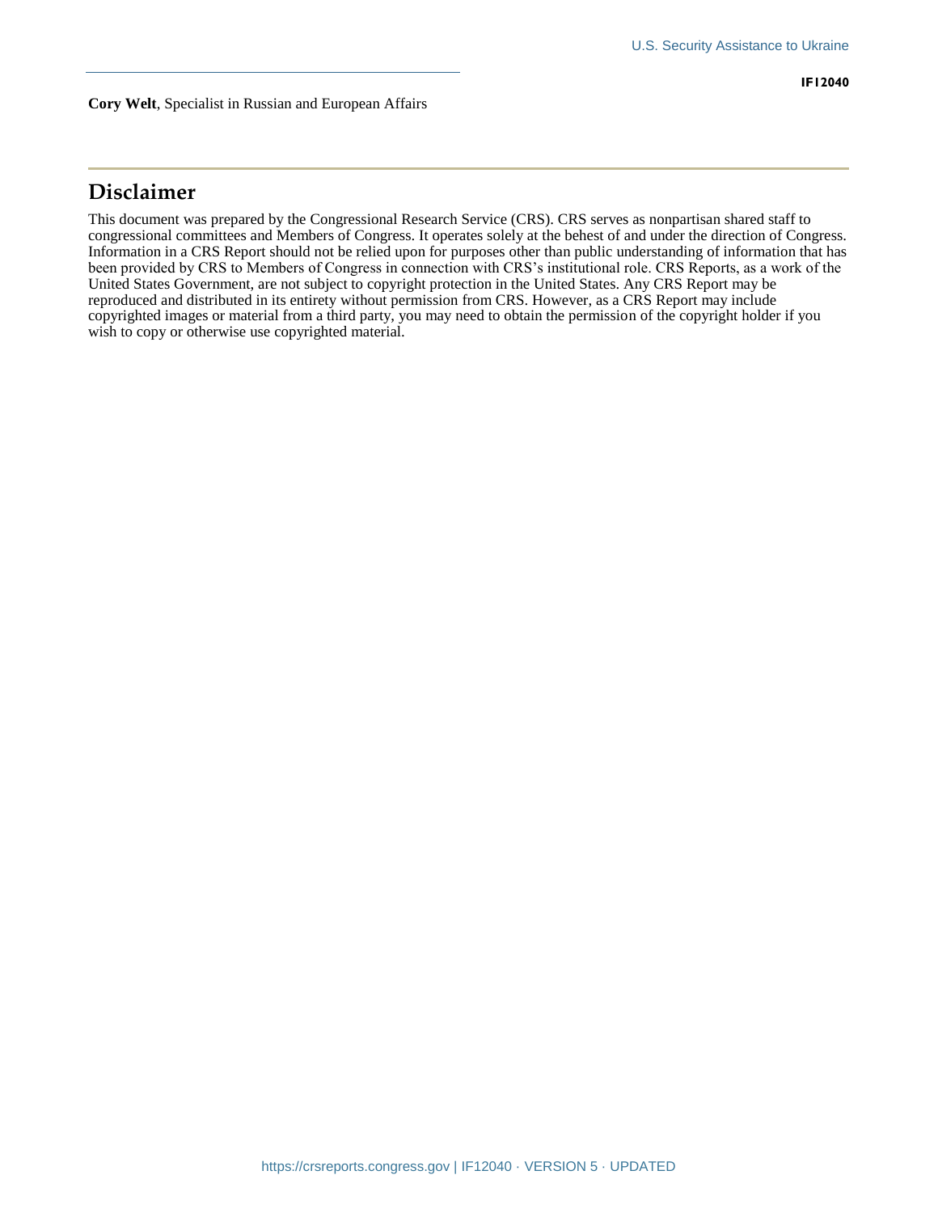**Cory Welt**, Specialist in Russian and European Affairs

IF12040

## Disclaimer

This document was prepared by the Congressional Research Service (CRS). CRS serves as nonpartisan shared staff to congressional committees and Members of Congress. It operates solely at the behest of and under the direction of Congress. Information in a CRS Report should not be relied upon for purposes other than public understanding of information that has been provided by CRS to Members of Congress in connection with CRS's institutional role. CRS Reports, as a work of the United States Government, are not subject to copyright protection in the United States. Any CRS Report may be reproduced and distributed in its entirety without permission from CRS. However, as a CRS Report may include copyrighted images or material from a third party, you may need to obtain the permission of the copyright holder if you wish to copy or otherwise use copyrighted material.